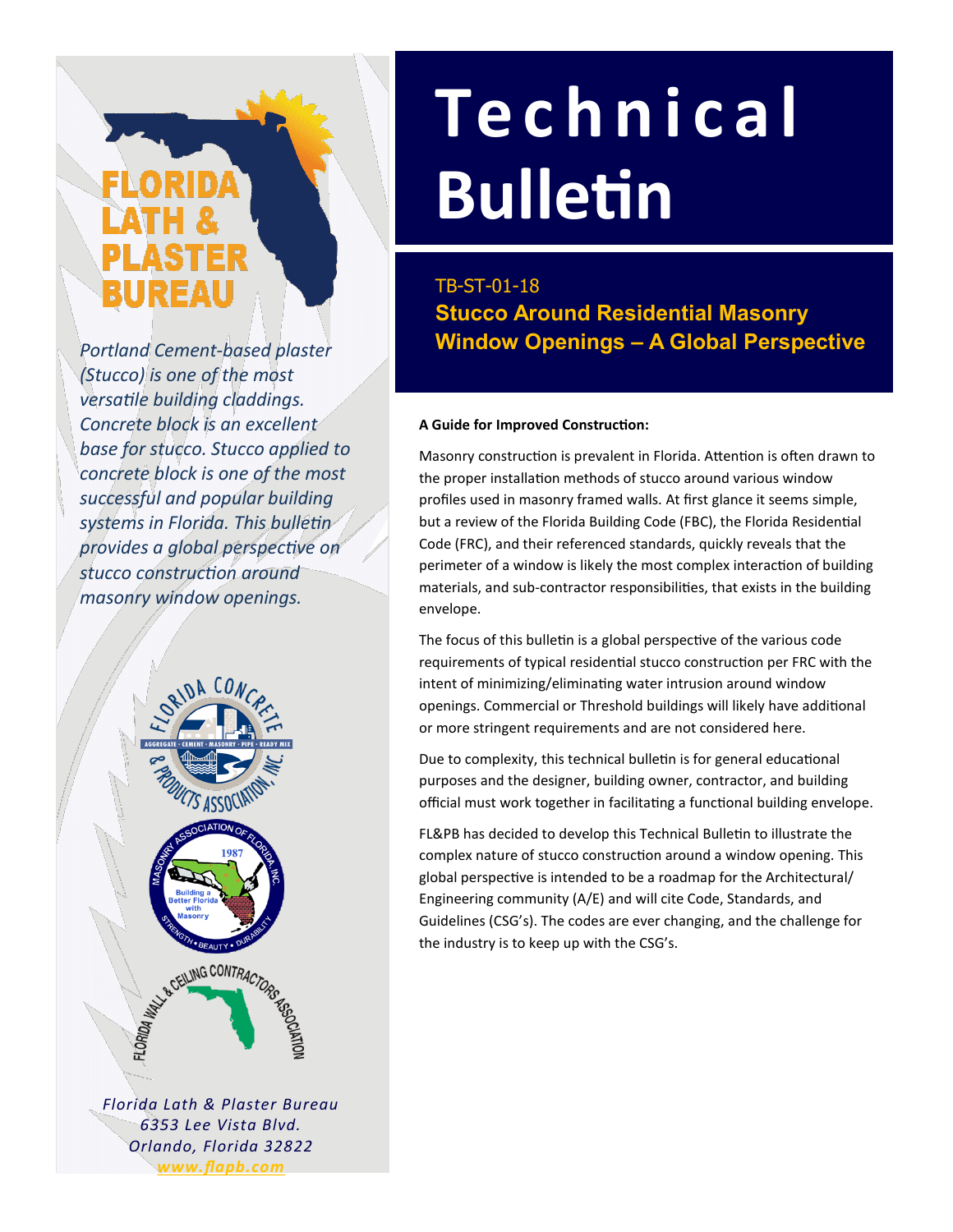# Florida Lath & Plaster Bureau

*Portland Cement-based plaster (Stucco) is one of the most versatile building claddings. Concrete block is an excellent base for stucco. Stucco applied to concrete block is one of the most successful and popular building systems in Florida. This bulletin provides a global perspective on stucco construction around masonry window openings.*

# Technical Bulletin

TB-ST-01-18

## Stucco Around Residential Masonry Window Openings – A Global Perspective

**A Guide for Improved Construction:**

Masonry construction is prevalent in Florida. Attention is often drawn to the proper installation methods of stucco around various window profiles used in masonry framed walls. At first glance it seems simple, but a review of the Florida Building Code (FBC), the Florida Residential Code (FRC), and their referenced standards, quickly reveals that the perimeter of a window is likely the most complex interaction of building materials, and sub-contractor responsibilities, that exists in the building envelope.

The focus of this bulletin is a global perspective of the various code requirements of typical residential stucco construction per FRC with the intent of minimizing/eliminating water intrusion around window openings. Commercial or Threshold buildings will likely have additional or more stringent requirements and are not considered here.

Due to complexity, this technical bulletin is for general educational purposes and the designer, building owner, contractor, and building official must work together in facilitating a functional building envelope.

FL&PB has decided to develop this Technical Bulletin to illustrate the complex nature of stucco construction around a window opening. This global perspective is intended to be a roadmap for the Architectural/ Engineering community (A/E) and will cite Code, Standards, and Guidelines (CSG's). The codes are ever changing, and the challenge for the industry is to keep up with the CSG's.

*Florida Lath & Plaster Bureau*
*6353 Lee Vista Blvd.*
*Orlando, Florida 32822*
*www.flapb.com*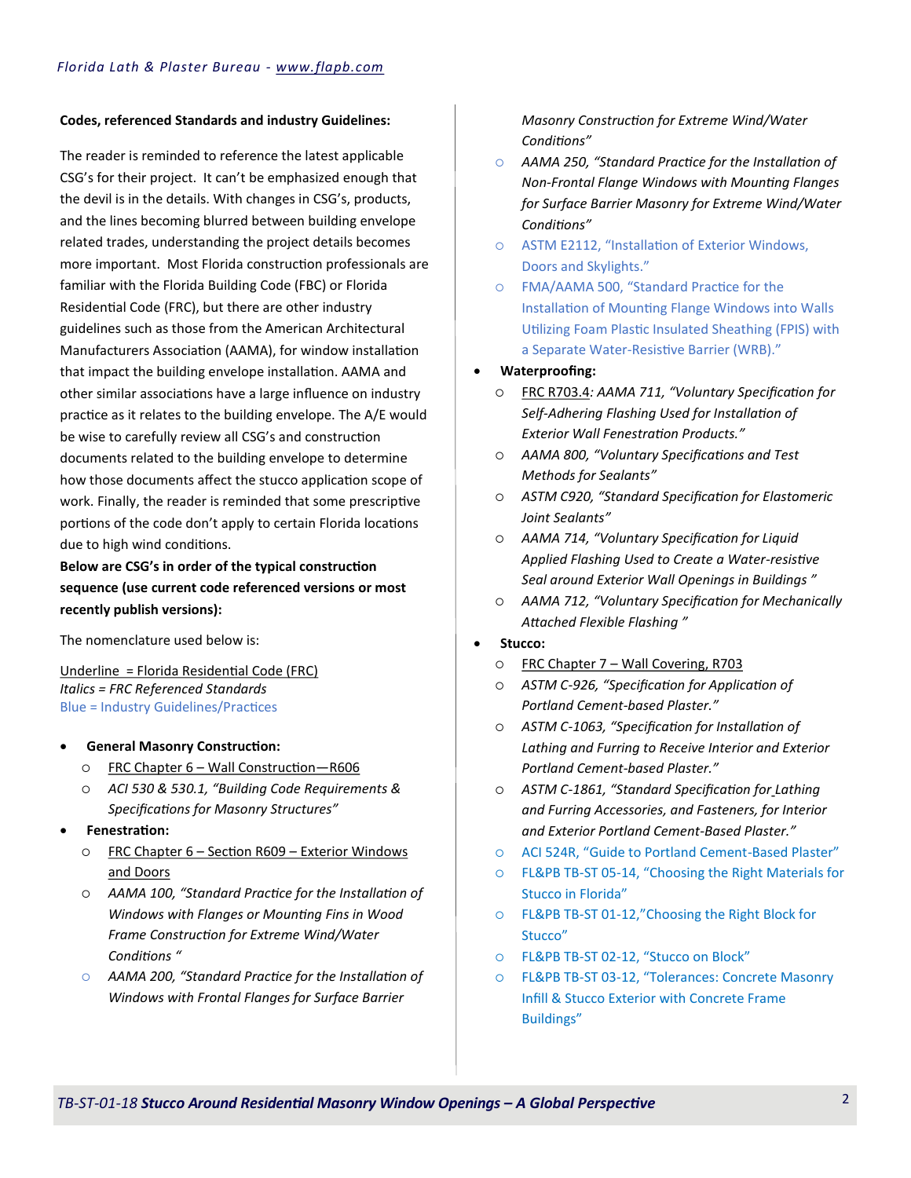**Codes, referenced Standards and industry Guidelines:**

The reader is reminded to reference the latest applicable CSG's for their project. It can't be emphasized enough that the devil is in the details. With changes in CSG's, products, and the lines becoming blurred between building envelope related trades, understanding the project details becomes more important. Most Florida construction professionals are familiar with the Florida Building Code (FBC) or Florida Residential Code (FRC), but there are other industry guidelines such as those from the American Architectural Manufacturers Association (AAMA), for window installation that impact the building envelope installation. AAMA and other similar associations have a large influence on industry practice as it relates to the building envelope. The A/E would be wise to carefully review all CSG's and construction documents related to the building envelope to determine how those documents affect the stucco application scope of work. Finally, the reader is reminded that some prescriptive portions of the code don't apply to certain Florida locations due to high wind conditions.

**Below are CSG's in order of the typical construction sequence (use current code referenced versions or most recently publish versions):**

The nomenclature used below is:

<u>Underline = Florida Residential Code (FRC)</u>
*Italics = FRC Referenced Standards*
Blue = Industry Guidelines/Practices

- **General Masonry Construction:**
  - <u>FRC Chapter 6 – Wall Construction—R606</u>
  - *ACI 530 & 530.1, "Building Code Requirements & Specifications for Masonry Structures"*
- **Fenestration:**
  - <u>FRC Chapter 6 – Section R609 – Exterior Windows and Doors</u>
  - *AAMA 100, "Standard Practice for the Installation of Windows with Flanges or Mounting Fins in Wood Frame Construction for Extreme Wind/Water Conditions "*
  - *AAMA 200, "Standard Practice for the Installation of Windows with Frontal Flanges for Surface Barrier Masonry Construction for Extreme Wind/Water Conditions"*
  - *AAMA 250, "Standard Practice for the Installation of Non-Frontal Flange Windows with Mounting Flanges for Surface Barrier Masonry for Extreme Wind/Water Conditions"*
  - ASTM E2112, "Installation of Exterior Windows, Doors and Skylights."
  - FMA/AAMA 500, "Standard Practice for the Installation of Mounting Flange Windows into Walls Utilizing Foam Plastic Insulated Sheathing (FPIS) with a Separate Water-Resistive Barrier (WRB)."
- **Waterproofing:**
  - <u>FRC R703.4</u>: *AAMA 711, "Voluntary Specification for Self-Adhering Flashing Used for Installation of Exterior Wall Fenestration Products."*
  - *AAMA 800, "Voluntary Specifications and Test Methods for Sealants"*
  - *ASTM C920, "Standard Specification for Elastomeric Joint Sealants"*
  - *AAMA 714, "Voluntary Specification for Liquid Applied Flashing Used to Create a Water-resistive Seal around Exterior Wall Openings in Buildings "*
  - *AAMA 712, "Voluntary Specification for Mechanically Attached Flexible Flashing "*
- **Stucco:**
  - <u>FRC Chapter 7 – Wall Covering, R703</u>
  - *ASTM C-926, "Specification for Application of Portland Cement-based Plaster."*
  - *ASTM C-1063, "Specification for Installation of Lathing and Furring to Receive Interior and Exterior Portland Cement-based Plaster."*
  - *ASTM C-1861, "Standard Specification for Lathing and Furring Accessories, and Fasteners, for Interior and Exterior Portland Cement-Based Plaster."*
  - ACI 524R, "Guide to Portland Cement-Based Plaster"
  - FL&PB TB-ST 05-14, "Choosing the Right Materials for Stucco in Florida"
  - FL&PB TB-ST 01-12,"Choosing the Right Block for Stucco"
  - FL&PB TB-ST 02-12, "Stucco on Block"
  - FL&PB TB-ST 03-12, "Tolerances: Concrete Masonry Infill & Stucco Exterior with Concrete Frame Buildings"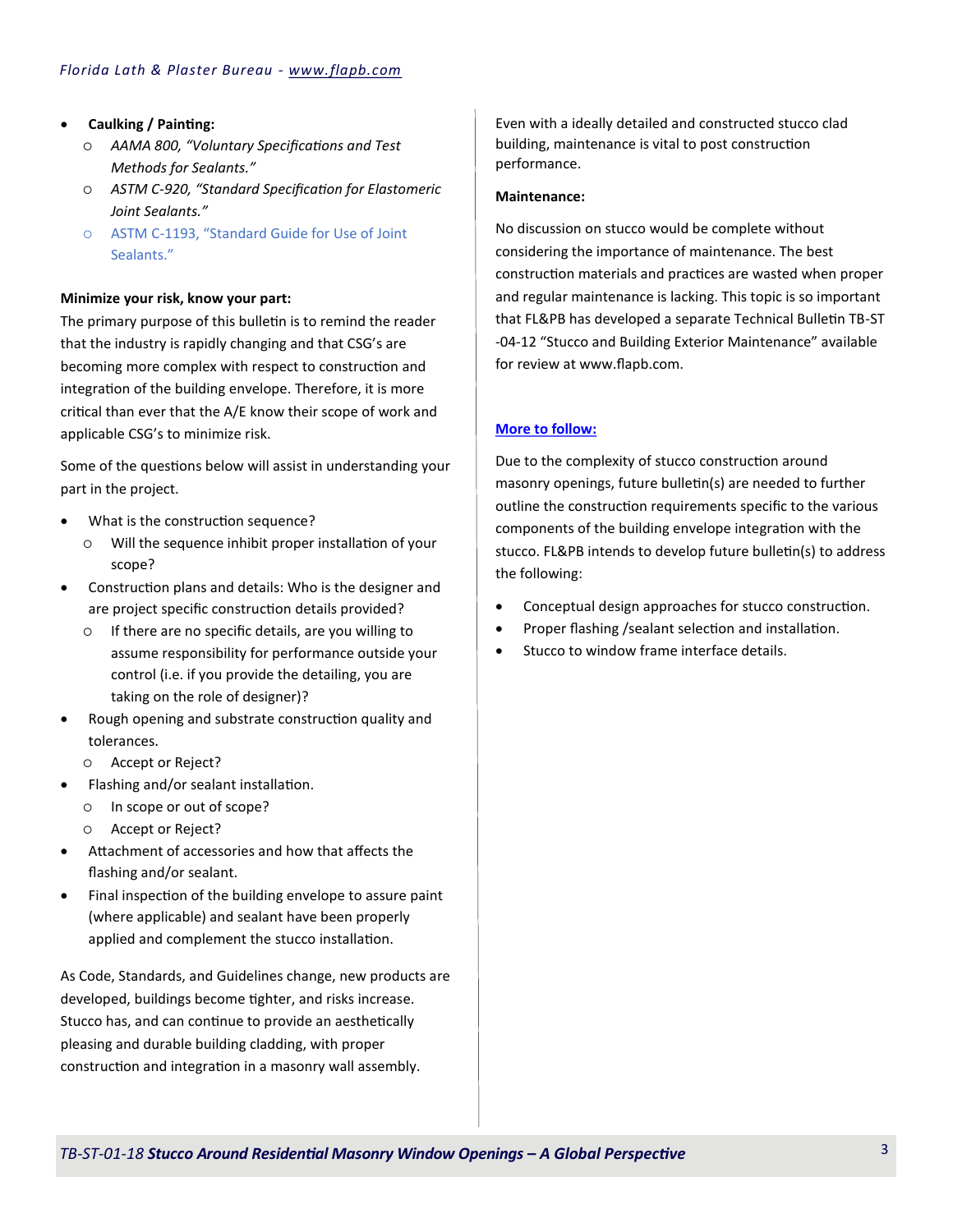- **Caulking / Painting:**
  - *AAMA 800, "Voluntary Specifications and Test Methods for Sealants."*
  - *ASTM C-920, "Standard Specification for Elastomeric Joint Sealants."*
  - ASTM C-1193, "Standard Guide for Use of Joint Sealants."

**Minimize your risk, know your part:**

The primary purpose of this bulletin is to remind the reader that the industry is rapidly changing and that CSG's are becoming more complex with respect to construction and integration of the building envelope. Therefore, it is more critical than ever that the A/E know their scope of work and applicable CSG's to minimize risk.

Some of the questions below will assist in understanding your part in the project.

- What is the construction sequence?
  - Will the sequence inhibit proper installation of your scope?
- Construction plans and details: Who is the designer and are project specific construction details provided?
  - If there are no specific details, are you willing to assume responsibility for performance outside your control (i.e. if you provide the detailing, you are taking on the role of designer)?
- Rough opening and substrate construction quality and tolerances.
  - Accept or Reject?
- Flashing and/or sealant installation.
  - In scope or out of scope?
  - Accept or Reject?
- Attachment of accessories and how that affects the flashing and/or sealant.
- Final inspection of the building envelope to assure paint (where applicable) and sealant have been properly applied and complement the stucco installation.

As Code, Standards, and Guidelines change, new products are developed, buildings become tighter, and risks increase. Stucco has, and can continue to provide an aesthetically pleasing and durable building cladding, with proper construction and integration in a masonry wall assembly.

Even with a ideally detailed and constructed stucco clad building, maintenance is vital to post construction performance.

**Maintenance:**

No discussion on stucco would be complete without considering the importance of maintenance. The best construction materials and practices are wasted when proper and regular maintenance is lacking. This topic is so important that FL&PB has developed a separate Technical Bulletin TB-ST-04-12 "Stucco and Building Exterior Maintenance" available for review at www.flapb.com.

**More to follow:**

Due to the complexity of stucco construction around masonry openings, future bulletin(s) are needed to further outline the construction requirements specific to the various components of the building envelope integration with the stucco. FL&PB intends to develop future bulletin(s) to address the following:

- Conceptual design approaches for stucco construction.
- Proper flashing /sealant selection and installation.
- Stucco to window frame interface details.